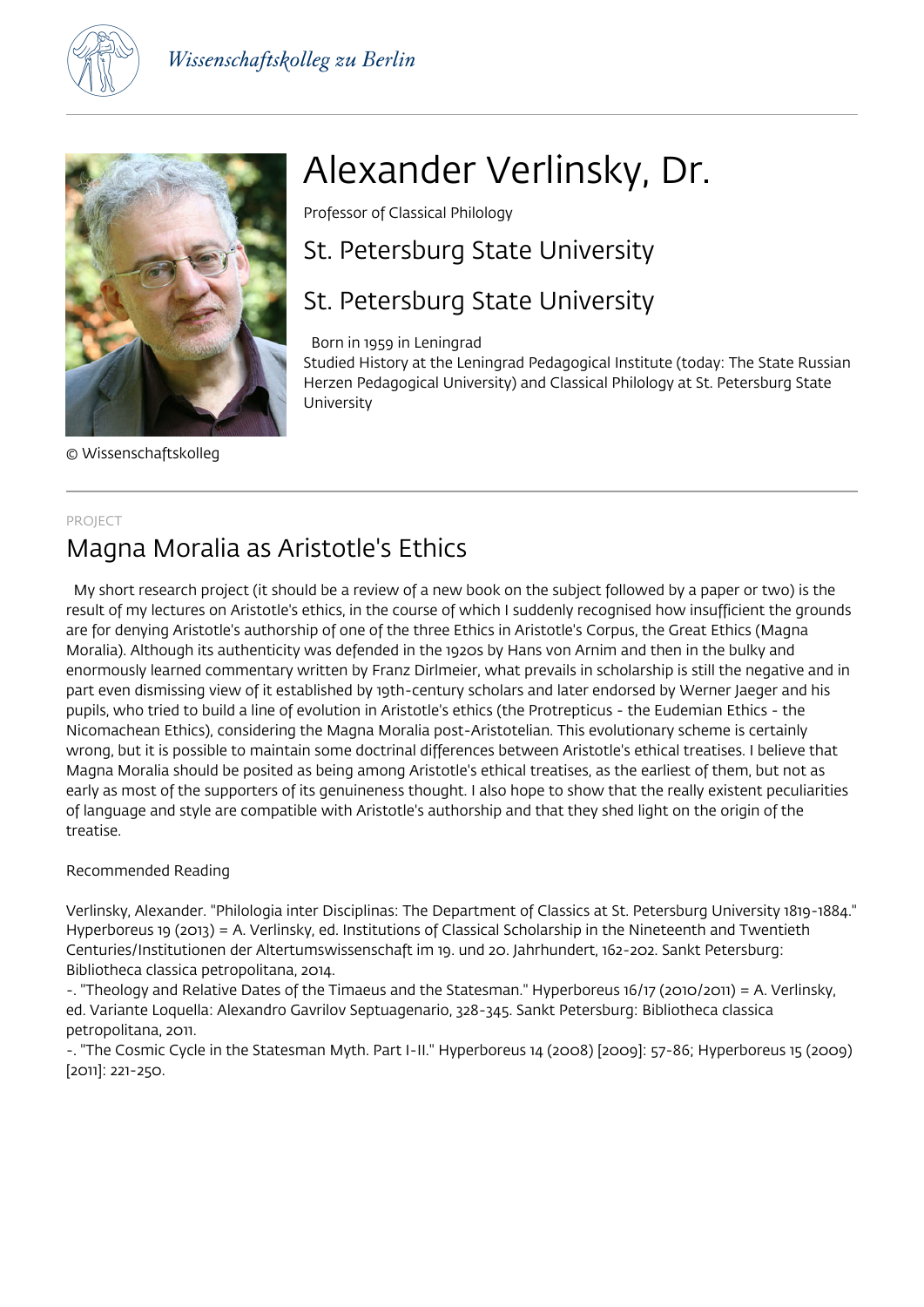Wissenschaftskolleg zu Berlin

# Alexander Verlinsky, Dr.

Professor of Classical Philology

## St. Petersburg State University

## St. Petersburg State University

Born in 1959 in Leningrad
Studied History at the Leningrad Pedagogical Institute (today: The State Russian Herzen Pedagogical University) and Classical Philology at St. Petersburg State University

© Wissenschaftskolleg

---

PROJECT

## Magna Moralia as Aristotle's Ethics

My short research project (it should be a review of a new book on the subject followed by a paper or two) is the result of my lectures on Aristotle's ethics, in the course of which I suddenly recognised how insufficient the grounds are for denying Aristotle's authorship of one of the three Ethics in Aristotle's Corpus, the Great Ethics (Magna Moralia). Although its authenticity was defended in the 1920s by Hans von Arnim and then in the bulky and enormously learned commentary written by Franz Dirlmeier, what prevails in scholarship is still the negative and in part even dismissing view of it established by 19th-century scholars and later endorsed by Werner Jaeger and his pupils, who tried to build a line of evolution in Aristotle's ethics (the Protrepticus - the Eudemian Ethics - the Nicomachean Ethics), considering the Magna Moralia post-Aristotelian. This evolutionary scheme is certainly wrong, but it is possible to maintain some doctrinal differences between Aristotle's ethical treatises. I believe that Magna Moralia should be posited as being among Aristotle's ethical treatises, as the earliest of them, but not as early as most of the supporters of its genuineness thought. I also hope to show that the really existent peculiarities of language and style are compatible with Aristotle's authorship and that they shed light on the origin of the treatise.

Recommended Reading

Verlinsky, Alexander. "Philologia inter Disciplinas: The Department of Classics at St. Petersburg University 1819-1884." Hyperboreus 19 (2013) = A. Verlinsky, ed. Institutions of Classical Scholarship in the Nineteenth and Twentieth Centuries/Institutionen der Altertumswissenschaft im 19. und 20. Jahrhundert, 162-202. Sankt Petersburg: Bibliotheca classica petropolitana, 2014.
-. "Theology and Relative Dates of the Timaeus and the Statesman." Hyperboreus 16/17 (2010/2011) = A. Verlinsky, ed. Variante Loquella: Alexandro Gavrilov Septuagenario, 328-345. Sankt Petersburg: Bibliotheca classica petropolitana, 2011.
-. "The Cosmic Cycle in the Statesman Myth. Part I-II." Hyperboreus 14 (2008) [2009]: 57-86; Hyperboreus 15 (2009) [2011]: 221-250.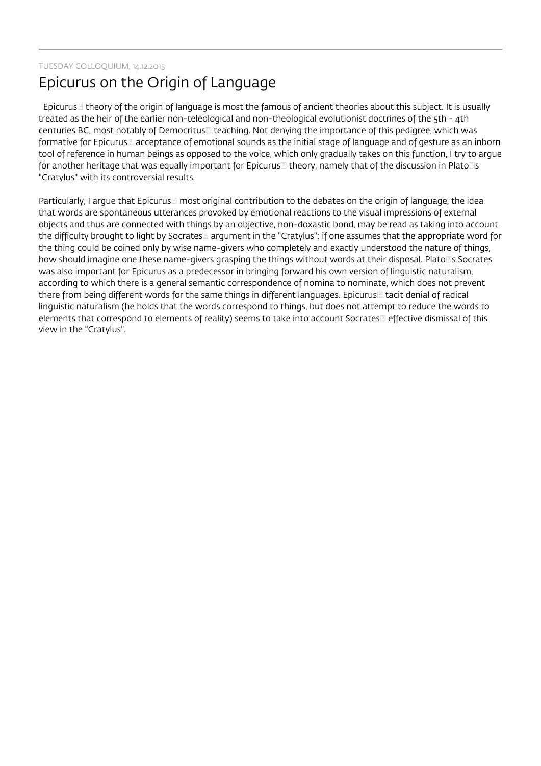TUESDAY COLLOQUIUM, 14.12.2015

# Epicurus on the Origin of Language

Epicurus theory of the origin of language is most the famous of ancient theories about this subject. It is usually treated as the heir of the earlier non-teleological and non-theological evolutionist doctrines of the 5th - 4th centuries BC, most notably of Democritus teaching. Not denying the importance of this pedigree, which was formative for Epicurus acceptance of emotional sounds as the initial stage of language and of gesture as an inborn tool of reference in human beings as opposed to the voice, which only gradually takes on this function, I try to argue for another heritage that was equally important for Epicurus theory, namely that of the discussion in Platos "Cratylus" with its controversial results.

Particularly, I argue that Epicurus most original contribution to the debates on the origin of language, the idea that words are spontaneous utterances provoked by emotional reactions to the visual impressions of external objects and thus are connected with things by an objective, non-doxastic bond, may be read as taking into account the difficulty brought to light by Socrates argument in the "Cratylus": if one assumes that the appropriate word for the thing could be coined only by wise name-givers who completely and exactly understood the nature of things, how should imagine one these name-givers grasping the things without words at their disposal. Platos Socrates was also important for Epicurus as a predecessor in bringing forward his own version of linguistic naturalism, according to which there is a general semantic correspondence of nomina to nominate, which does not prevent there from being different words for the same things in different languages. Epicurus tacit denial of radical linguistic naturalism (he holds that the words correspond to things, but does not attempt to reduce the words to elements that correspond to elements of reality) seems to take into account Socrates effective dismissal of this view in the "Cratylus".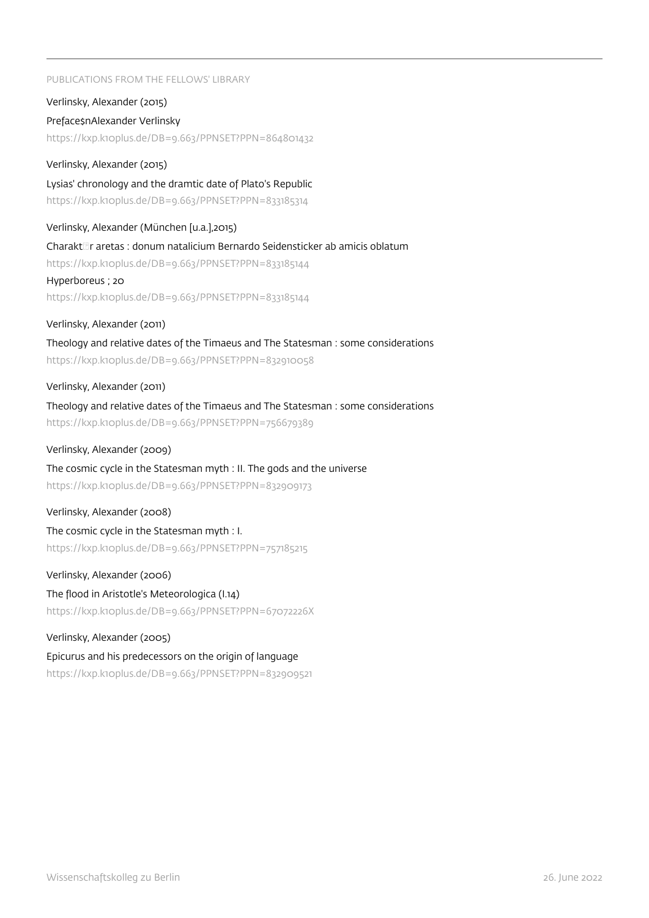PUBLICATIONS FROM THE FELLOWS' LIBRARY

Verlinsky, Alexander (2015)

Preface$nAlexander Verlinsky

https://kxp.k10plus.de/DB=9.663/PPNSET?PPN=864801432

Verlinsky, Alexander (2015)

Lysias' chronology and the dramtic date of Plato's Republic

https://kxp.k10plus.de/DB=9.663/PPNSET?PPN=833185314

Verlinsky, Alexander (München [u.a.],2015)

Charakt�r aretas : donum natalicium Bernardo Seidensticker ab amicis oblatum

https://kxp.k10plus.de/DB=9.663/PPNSET?PPN=833185144

Hyperboreus ; 20

https://kxp.k10plus.de/DB=9.663/PPNSET?PPN=833185144

Verlinsky, Alexander (2011)

Theology and relative dates of the Timaeus and The Statesman : some considerations

https://kxp.k10plus.de/DB=9.663/PPNSET?PPN=832910058

Verlinsky, Alexander (2011)

Theology and relative dates of the Timaeus and The Statesman : some considerations

https://kxp.k10plus.de/DB=9.663/PPNSET?PPN=756679389

Verlinsky, Alexander (2009)

The cosmic cycle in the Statesman myth : II. The gods and the universe

https://kxp.k10plus.de/DB=9.663/PPNSET?PPN=832909173

Verlinsky, Alexander (2008)

The cosmic cycle in the Statesman myth : I.

https://kxp.k10plus.de/DB=9.663/PPNSET?PPN=757185215

Verlinsky, Alexander (2006)

The flood in Aristotle's Meteorologica (I.14)

https://kxp.k10plus.de/DB=9.663/PPNSET?PPN=67072226X

Verlinsky, Alexander (2005)

Epicurus and his predecessors on the origin of language

https://kxp.k10plus.de/DB=9.663/PPNSET?PPN=832909521